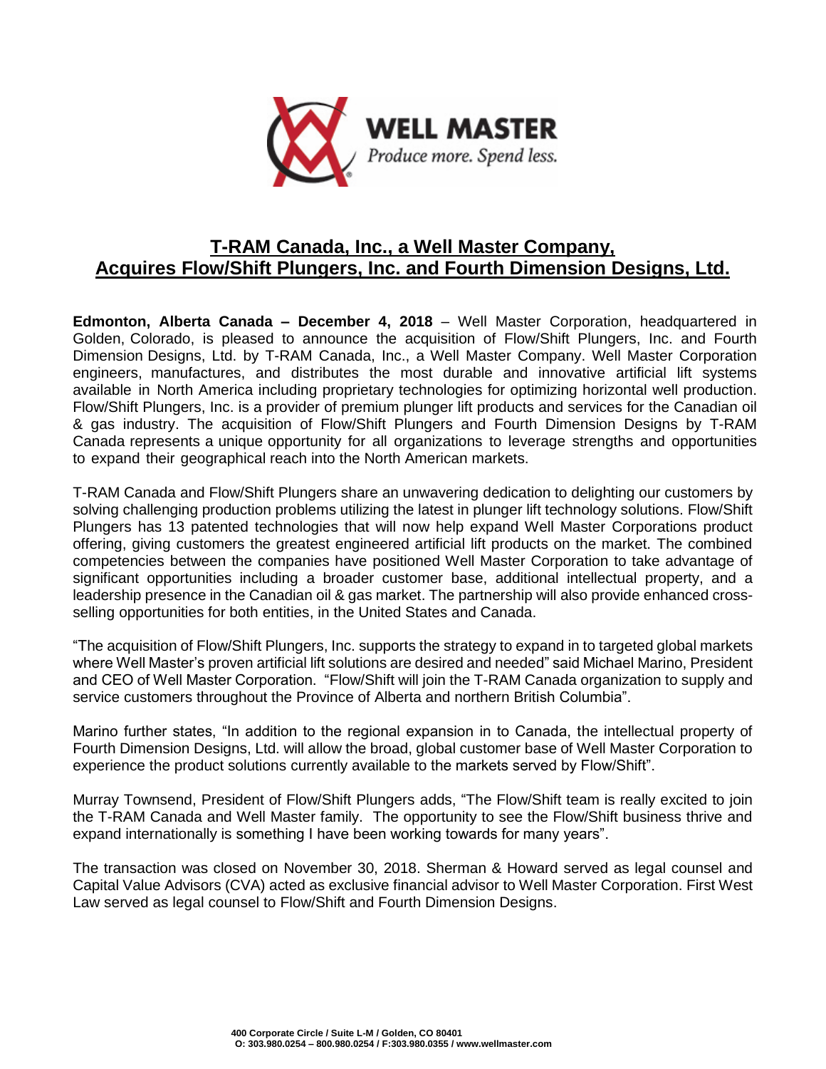WELL MASTER
*Produce more. Spend less.*

# T-RAM Canada, Inc., a Well Master Company, Acquires Flow/Shift Plungers, Inc. and Fourth Dimension Designs, Ltd.

**Edmonton, Alberta Canada – December 4, 2018** – Well Master Corporation, headquartered in Golden, Colorado, is pleased to announce the acquisition of Flow/Shift Plungers, Inc. and Fourth Dimension Designs, Ltd. by T-RAM Canada, Inc., a Well Master Company. Well Master Corporation engineers, manufactures, and distributes the most durable and innovative artificial lift systems available in North America including proprietary technologies for optimizing horizontal well production. Flow/Shift Plungers, Inc. is a provider of premium plunger lift products and services for the Canadian oil & gas industry. The acquisition of Flow/Shift Plungers and Fourth Dimension Designs by T-RAM Canada represents a unique opportunity for all organizations to leverage strengths and opportunities to expand their geographical reach into the North American markets.

T-RAM Canada and Flow/Shift Plungers share an unwavering dedication to delighting our customers by solving challenging production problems utilizing the latest in plunger lift technology solutions. Flow/Shift Plungers has 13 patented technologies that will now help expand Well Master Corporations product offering, giving customers the greatest engineered artificial lift products on the market. The combined competencies between the companies have positioned Well Master Corporation to take advantage of significant opportunities including a broader customer base, additional intellectual property, and a leadership presence in the Canadian oil & gas market. The partnership will also provide enhanced cross-selling opportunities for both entities, in the United States and Canada.

"The acquisition of Flow/Shift Plungers, Inc. supports the strategy to expand in to targeted global markets where Well Master's proven artificial lift solutions are desired and needed" said Michael Marino, President and CEO of Well Master Corporation. "Flow/Shift will join the T-RAM Canada organization to supply and service customers throughout the Province of Alberta and northern British Columbia".

Marino further states, "In addition to the regional expansion in to Canada, the intellectual property of Fourth Dimension Designs, Ltd. will allow the broad, global customer base of Well Master Corporation to experience the product solutions currently available to the markets served by Flow/Shift".

Murray Townsend, President of Flow/Shift Plungers adds, "The Flow/Shift team is really excited to join the T-RAM Canada and Well Master family. The opportunity to see the Flow/Shift business thrive and expand internationally is something I have been working towards for many years".

The transaction was closed on November 30, 2018. Sherman & Howard served as legal counsel and Capital Value Advisors (CVA) acted as exclusive financial advisor to Well Master Corporation. First West Law served as legal counsel to Flow/Shift and Fourth Dimension Designs.

**400 Corporate Circle / Suite L-M / Golden, CO 80401**
**O: 303.980.0254 – 800.980.0254 / F:303.980.0355 / www.wellmaster.com**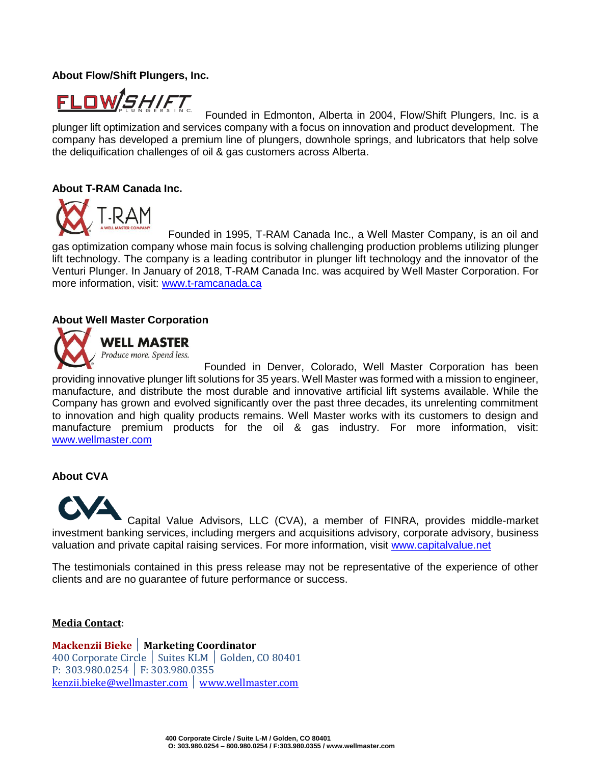**About Flow/Shift Plungers, Inc.**

Founded in Edmonton, Alberta in 2004, Flow/Shift Plungers, Inc. is a plunger lift optimization and services company with a focus on innovation and product development. The company has developed a premium line of plungers, downhole springs, and lubricators that help solve the deliquification challenges of oil & gas customers across Alberta.

**About T-RAM Canada Inc.**

Founded in 1995, T-RAM Canada Inc., a Well Master Company, is an oil and gas optimization company whose main focus is solving challenging production problems utilizing plunger lift technology. The company is a leading contributor in plunger lift technology and the innovator of the Venturi Plunger. In January of 2018, T-RAM Canada Inc. was acquired by Well Master Corporation. For more information, visit: www.t-ramcanada.ca

**About Well Master Corporation**

Founded in Denver, Colorado, Well Master Corporation has been providing innovative plunger lift solutions for 35 years. Well Master was formed with a mission to engineer, manufacture, and distribute the most durable and innovative artificial lift systems available. While the Company has grown and evolved significantly over the past three decades, its unrelenting commitment to innovation and high quality products remains. Well Master works with its customers to design and manufacture premium products for the oil & gas industry. For more information, visit: www.wellmaster.com

**About CVA**

Capital Value Advisors, LLC (CVA), a member of FINRA, provides middle-market investment banking services, including mergers and acquisitions advisory, corporate advisory, business valuation and private capital raising services. For more information, visit www.capitalvalue.net

The testimonials contained in this press release may not be representative of the experience of other clients and are no guarantee of future performance or success.

**Media Contact**:

**Mackenzii Bieke** | **Marketing Coordinator**
400 Corporate Circle | Suites KLM | Golden, CO 80401
P: 303.980.0254 | F: 303.980.0355
kenzii.bieke@wellmaster.com | www.wellmaster.com